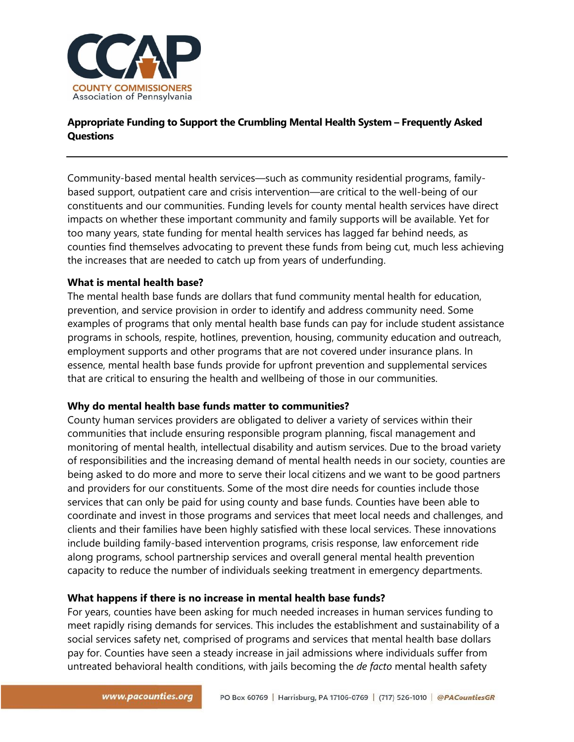**Appropriate Funding to Support the Crumbling Mental Health System – Frequently Asked Questions**

---

Community-based mental health services—such as community residential programs, family-based support, outpatient care and crisis intervention—are critical to the well-being of our constituents and our communities. Funding levels for county mental health services have direct impacts on whether these important community and family supports will be available. Yet for too many years, state funding for mental health services has lagged far behind needs, as counties find themselves advocating to prevent these funds from being cut, much less achieving the increases that are needed to catch up from years of underfunding.

**What is mental health base?**

The mental health base funds are dollars that fund community mental health for education, prevention, and service provision in order to identify and address community need. Some examples of programs that only mental health base funds can pay for include student assistance programs in schools, respite, hotlines, prevention, housing, community education and outreach, employment supports and other programs that are not covered under insurance plans. In essence, mental health base funds provide for upfront prevention and supplemental services that are critical to ensuring the health and wellbeing of those in our communities.

**Why do mental health base funds matter to communities?**

County human services providers are obligated to deliver a variety of services within their communities that include ensuring responsible program planning, fiscal management and monitoring of mental health, intellectual disability and autism services. Due to the broad variety of responsibilities and the increasing demand of mental health needs in our society, counties are being asked to do more and more to serve their local citizens and we want to be good partners and providers for our constituents. Some of the most dire needs for counties include those services that can only be paid for using county and base funds. Counties have been able to coordinate and invest in those programs and services that meet local needs and challenges, and clients and their families have been highly satisfied with these local services. These innovations include building family-based intervention programs, crisis response, law enforcement ride along programs, school partnership services and overall general mental health prevention capacity to reduce the number of individuals seeking treatment in emergency departments.

**What happens if there is no increase in mental health base funds?**

For years, counties have been asking for much needed increases in human services funding to meet rapidly rising demands for services. This includes the establishment and sustainability of a social services safety net, comprised of programs and services that mental health base dollars pay for. Counties have seen a steady increase in jail admissions where individuals suffer from untreated behavioral health conditions, with jails becoming the *de facto* mental health safety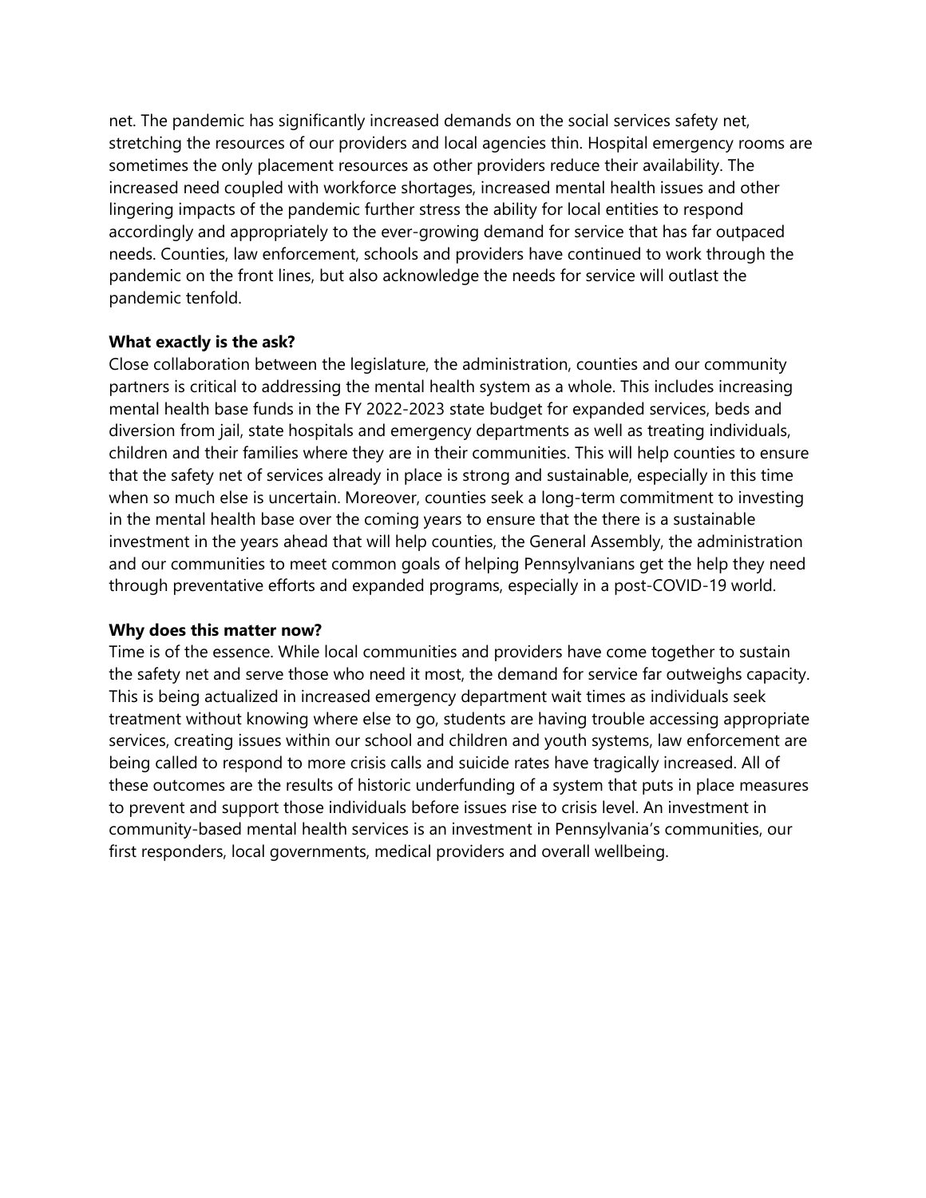net. The pandemic has significantly increased demands on the social services safety net, stretching the resources of our providers and local agencies thin. Hospital emergency rooms are sometimes the only placement resources as other providers reduce their availability. The increased need coupled with workforce shortages, increased mental health issues and other lingering impacts of the pandemic further stress the ability for local entities to respond accordingly and appropriately to the ever-growing demand for service that has far outpaced needs. Counties, law enforcement, schools and providers have continued to work through the pandemic on the front lines, but also acknowledge the needs for service will outlast the pandemic tenfold.

**What exactly is the ask?**

Close collaboration between the legislature, the administration, counties and our community partners is critical to addressing the mental health system as a whole. This includes increasing mental health base funds in the FY 2022-2023 state budget for expanded services, beds and diversion from jail, state hospitals and emergency departments as well as treating individuals, children and their families where they are in their communities. This will help counties to ensure that the safety net of services already in place is strong and sustainable, especially in this time when so much else is uncertain. Moreover, counties seek a long-term commitment to investing in the mental health base over the coming years to ensure that the there is a sustainable investment in the years ahead that will help counties, the General Assembly, the administration and our communities to meet common goals of helping Pennsylvanians get the help they need through preventative efforts and expanded programs, especially in a post-COVID-19 world.

**Why does this matter now?**

Time is of the essence. While local communities and providers have come together to sustain the safety net and serve those who need it most, the demand for service far outweighs capacity. This is being actualized in increased emergency department wait times as individuals seek treatment without knowing where else to go, students are having trouble accessing appropriate services, creating issues within our school and children and youth systems, law enforcement are being called to respond to more crisis calls and suicide rates have tragically increased. All of these outcomes are the results of historic underfunding of a system that puts in place measures to prevent and support those individuals before issues rise to crisis level. An investment in community-based mental health services is an investment in Pennsylvania's communities, our first responders, local governments, medical providers and overall wellbeing.